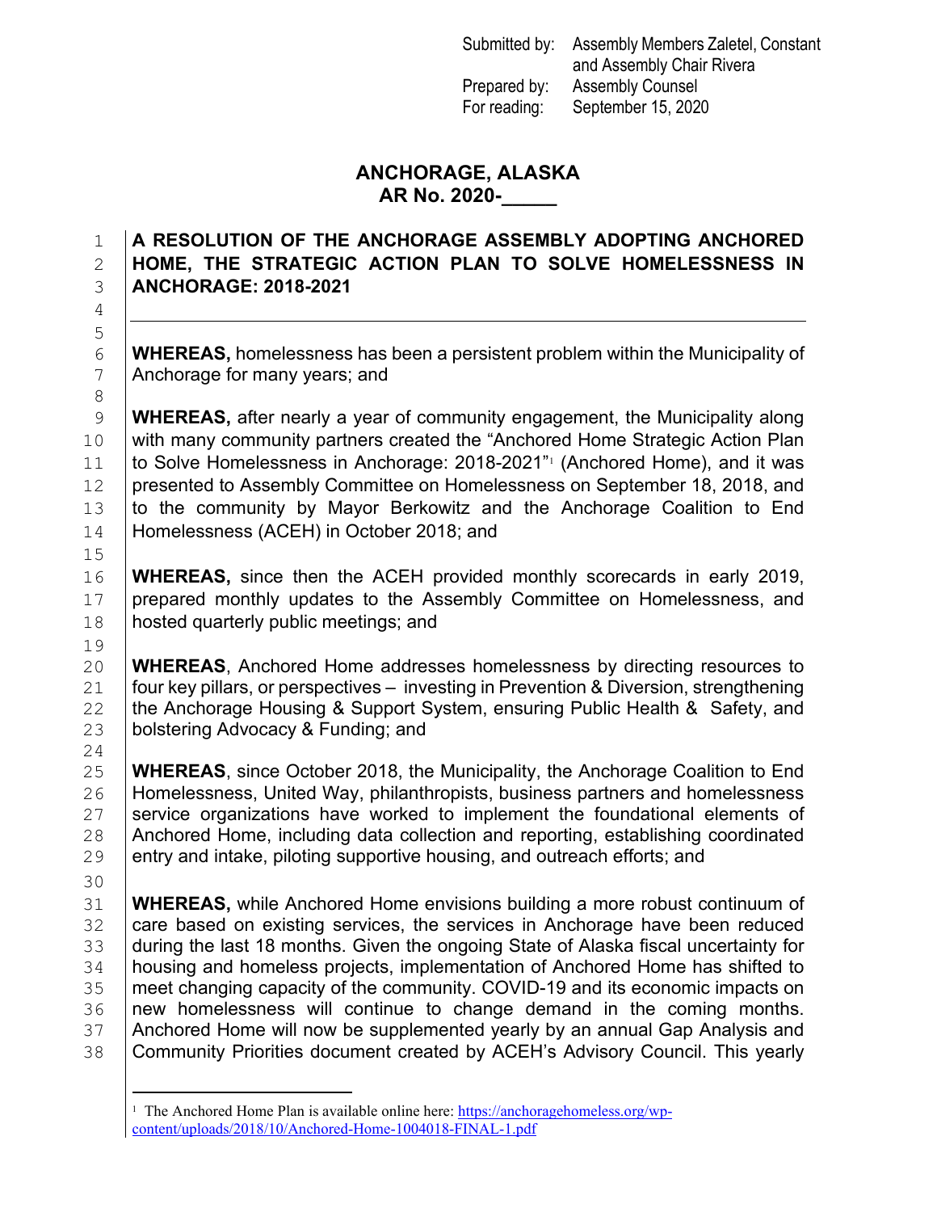Submitted by: Assembly Members Zaletel, Constant and Assembly Chair Rivera
Prepared by: Assembly Counsel
For reading: September 15, 2020

# ANCHORAGE, ALASKA
## AR No. 2020-_____

**A RESOLUTION OF THE ANCHORAGE ASSEMBLY ADOPTING ANCHORED HOME, THE STRATEGIC ACTION PLAN TO SOLVE HOMELESSNESS IN ANCHORAGE: 2018-2021**

---

**WHEREAS,** homelessness has been a persistent problem within the Municipality of Anchorage for many years; and

**WHEREAS,** after nearly a year of community engagement, the Municipality along with many community partners created the "Anchored Home Strategic Action Plan to Solve Homelessness in Anchorage: 2018-2021"[1] (Anchored Home), and it was presented to Assembly Committee on Homelessness on September 18, 2018, and to the community by Mayor Berkowitz and the Anchorage Coalition to End Homelessness (ACEH) in October 2018; and

**WHEREAS,** since then the ACEH provided monthly scorecards in early 2019, prepared monthly updates to the Assembly Committee on Homelessness, and hosted quarterly public meetings; and

**WHEREAS**, Anchored Home addresses homelessness by directing resources to four key pillars, or perspectives – investing in Prevention & Diversion, strengthening the Anchorage Housing & Support System, ensuring Public Health & Safety, and bolstering Advocacy & Funding; and

**WHEREAS**, since October 2018, the Municipality, the Anchorage Coalition to End Homelessness, United Way, philanthropists, business partners and homelessness service organizations have worked to implement the foundational elements of Anchored Home, including data collection and reporting, establishing coordinated entry and intake, piloting supportive housing, and outreach efforts; and

**WHEREAS,** while Anchored Home envisions building a more robust continuum of care based on existing services, the services in Anchorage have been reduced during the last 18 months. Given the ongoing State of Alaska fiscal uncertainty for housing and homeless projects, implementation of Anchored Home has shifted to meet changing capacity of the community. COVID-19 and its economic impacts on new homelessness will continue to change demand in the coming months. Anchored Home will now be supplemented yearly by an annual Gap Analysis and Community Priorities document created by ACEH's Advisory Council. This yearly

---

[1] The Anchored Home Plan is available online here: https://anchoragehomeless.org/wp-content/uploads/2018/10/Anchored-Home-1004018-FINAL-1.pdf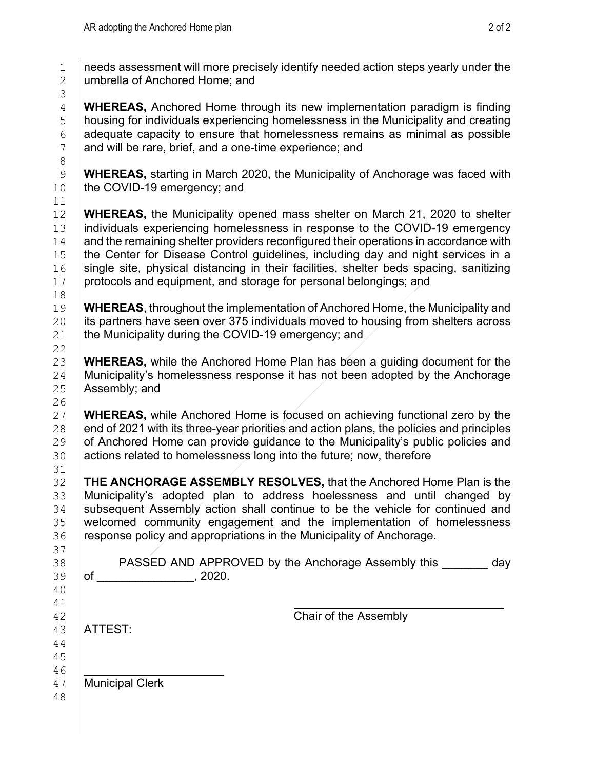needs assessment will more precisely identify needed action steps yearly under the umbrella of Anchored Home; and

**WHEREAS,** Anchored Home through its new implementation paradigm is finding housing for individuals experiencing homelessness in the Municipality and creating adequate capacity to ensure that homelessness remains as minimal as possible and will be rare, brief, and a one-time experience; and

**WHEREAS,** starting in March 2020, the Municipality of Anchorage was faced with the COVID-19 emergency; and

**WHEREAS,** the Municipality opened mass shelter on March 21, 2020 to shelter individuals experiencing homelessness in response to the COVID-19 emergency and the remaining shelter providers reconfigured their operations in accordance with the Center for Disease Control guidelines, including day and night services in a single site, physical distancing in their facilities, shelter beds spacing, sanitizing protocols and equipment, and storage for personal belongings; and

**WHEREAS**, throughout the implementation of Anchored Home, the Municipality and its partners have seen over 375 individuals moved to housing from shelters across the Municipality during the COVID-19 emergency; and

**WHEREAS,** while the Anchored Home Plan has been a guiding document for the Municipality's homelessness response it has not been adopted by the Anchorage Assembly; and

**WHEREAS,** while Anchored Home is focused on achieving functional zero by the end of 2021 with its three-year priorities and action plans, the policies and principles of Anchored Home can provide guidance to the Municipality's public policies and actions related to homelessness long into the future; now, therefore

**THE ANCHORAGE ASSEMBLY RESOLVES,** that the Anchored Home Plan is the Municipality's adopted plan to address hoelessness and until changed by subsequent Assembly action shall continue to be the vehicle for continued and welcomed community engagement and the implementation of homelessness response policy and appropriations in the Municipality of Anchorage.

PASSED AND APPROVED by the Anchorage Assembly this _______ day of _______________, 2020.

\_\_\_\_\_\_\_\_\_\_\_\_\_\_\_\_\_\_\_\_\_\_\_\_\_\_\_\_\_\_
Chair of the Assembly

ATTEST:

\_\_\_\_\_\_\_\_\_\_\_\_\_\_\_\_\_\_\_\_\_\_\_\_
Municipal Clerk